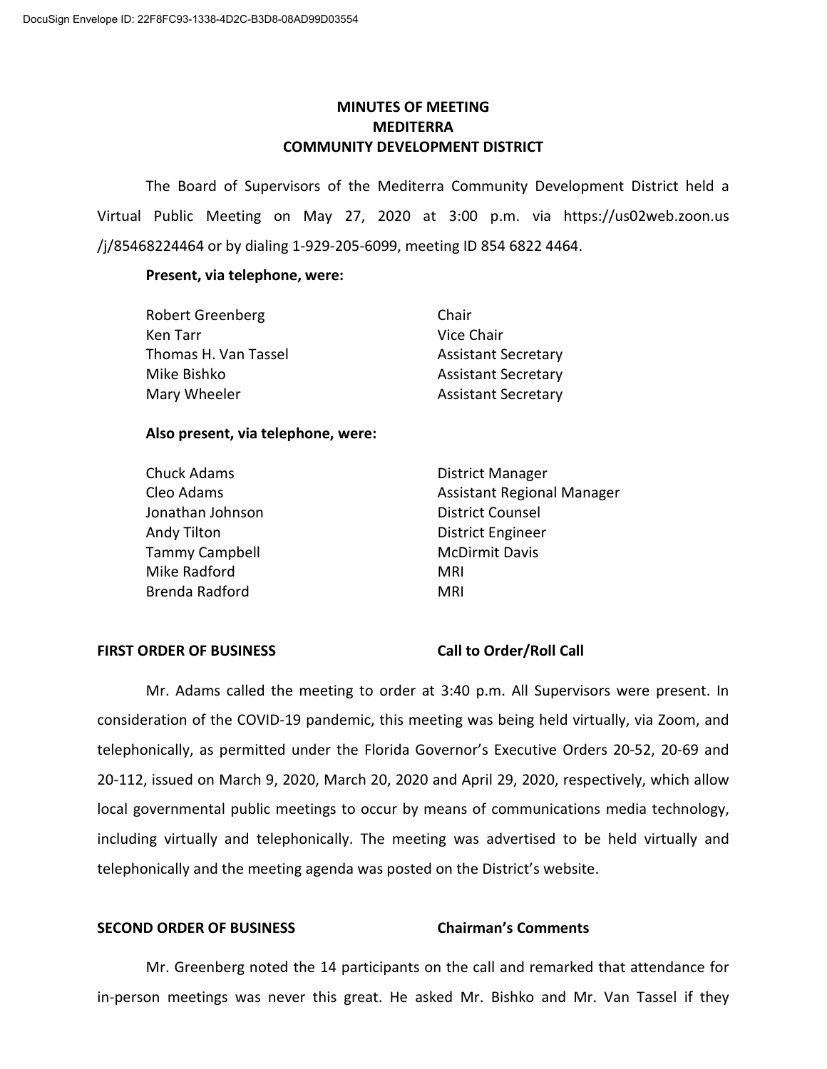DocuSign Envelope ID: 22F8FC93-1338-4D2C-B3D8-08AD99D03554

# MINUTES OF MEETING
# MEDITERRA
# COMMUNITY DEVELOPMENT DISTRICT

The Board of Supervisors of the Mediterra Community Development District held a Virtual Public Meeting on May 27, 2020 at 3:00 p.m. via https://us02web.zoon.us /j/85468224464 or by dialing 1-929-205-6099, meeting ID 854 6822 4464.

**Present, via telephone, were:**

| | |
|---|---|
| Robert Greenberg | Chair |
| Ken Tarr | Vice Chair |
| Thomas H. Van Tassel | Assistant Secretary |
| Mike Bishko | Assistant Secretary |
| Mary Wheeler | Assistant Secretary |

**Also present, via telephone, were:**

| | |
|---|---|
| Chuck Adams | District Manager |
| Cleo Adams | Assistant Regional Manager |
| Jonathan Johnson | District Counsel |
| Andy Tilton | District Engineer |
| Tammy Campbell | McDirmit Davis |
| Mike Radford | MRI |
| Brenda Radford | MRI |

**FIRST ORDER OF BUSINESS** **Call to Order/Roll Call**

Mr. Adams called the meeting to order at 3:40 p.m. All Supervisors were present. In consideration of the COVID-19 pandemic, this meeting was being held virtually, via Zoom, and telephonically, as permitted under the Florida Governor's Executive Orders 20-52, 20-69 and 20-112, issued on March 9, 2020, March 20, 2020 and April 29, 2020, respectively, which allow local governmental public meetings to occur by means of communications media technology, including virtually and telephonically. The meeting was advertised to be held virtually and telephonically and the meeting agenda was posted on the District's website.

**SECOND ORDER OF BUSINESS** **Chairman's Comments**

Mr. Greenberg noted the 14 participants on the call and remarked that attendance for in-person meetings was never this great. He asked Mr. Bishko and Mr. Van Tassel if they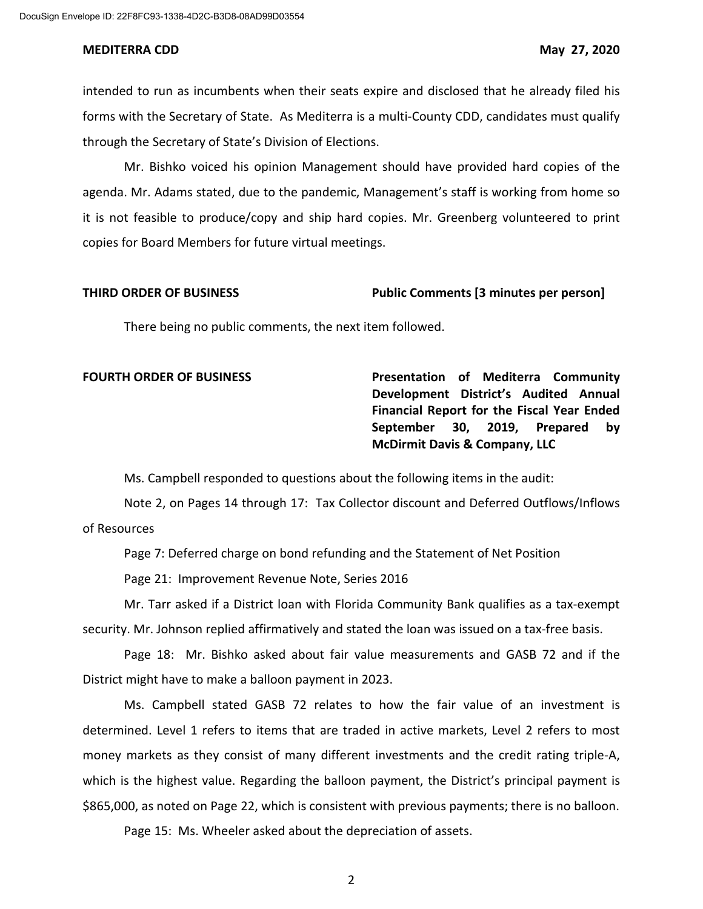intended to run as incumbents when their seats expire and disclosed that he already filed his forms with the Secretary of State. As Mediterra is a multi-County CDD, candidates must qualify through the Secretary of State's Division of Elections.

Mr. Bishko voiced his opinion Management should have provided hard copies of the agenda. Mr. Adams stated, due to the pandemic, Management's staff is working from home so it is not feasible to produce/copy and ship hard copies. Mr. Greenberg volunteered to print copies for Board Members for future virtual meetings.

**THIRD ORDER OF BUSINESS** **Public Comments [3 minutes per person]**

There being no public comments, the next item followed.

**FOURTH ORDER OF BUSINESS** **Presentation of Mediterra Community Development District's Audited Annual Financial Report for the Fiscal Year Ended September 30, 2019, Prepared by McDirmit Davis & Company, LLC**

Ms. Campbell responded to questions about the following items in the audit:

Note 2, on Pages 14 through 17: Tax Collector discount and Deferred Outflows/Inflows of Resources

Page 7: Deferred charge on bond refunding and the Statement of Net Position

Page 21: Improvement Revenue Note, Series 2016

Mr. Tarr asked if a District loan with Florida Community Bank qualifies as a tax-exempt security. Mr. Johnson replied affirmatively and stated the loan was issued on a tax-free basis.

Page 18: Mr. Bishko asked about fair value measurements and GASB 72 and if the District might have to make a balloon payment in 2023.

Ms. Campbell stated GASB 72 relates to how the fair value of an investment is determined. Level 1 refers to items that are traded in active markets, Level 2 refers to most money markets as they consist of many different investments and the credit rating triple-A, which is the highest value. Regarding the balloon payment, the District's principal payment is $865,000, as noted on Page 22, which is consistent with previous payments; there is no balloon.

Page 15: Ms. Wheeler asked about the depreciation of assets.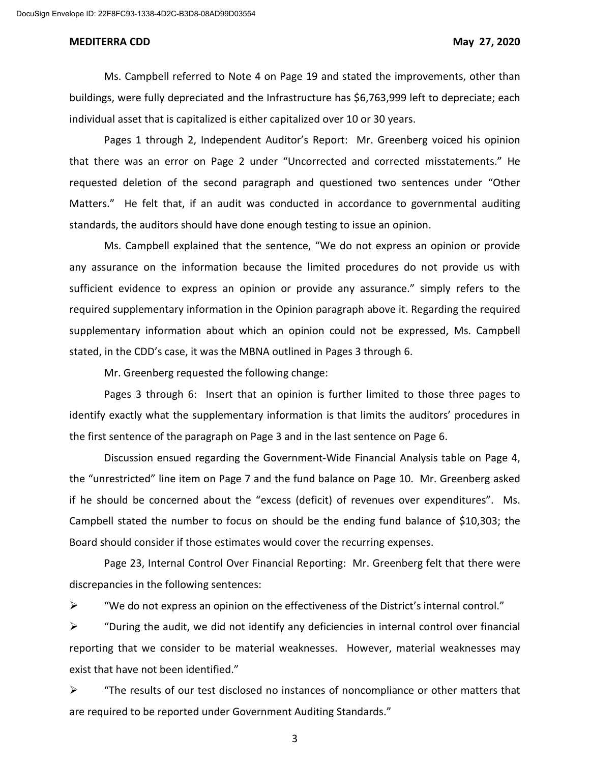Ms. Campbell referred to Note 4 on Page 19 and stated the improvements, other than buildings, were fully depreciated and the Infrastructure has $6,763,999 left to depreciate; each individual asset that is capitalized is either capitalized over 10 or 30 years.

Pages 1 through 2, Independent Auditor's Report: Mr. Greenberg voiced his opinion that there was an error on Page 2 under "Uncorrected and corrected misstatements." He requested deletion of the second paragraph and questioned two sentences under "Other Matters." He felt that, if an audit was conducted in accordance to governmental auditing standards, the auditors should have done enough testing to issue an opinion.

Ms. Campbell explained that the sentence, "We do not express an opinion or provide any assurance on the information because the limited procedures do not provide us with sufficient evidence to express an opinion or provide any assurance." simply refers to the required supplementary information in the Opinion paragraph above it. Regarding the required supplementary information about which an opinion could not be expressed, Ms. Campbell stated, in the CDD's case, it was the MBNA outlined in Pages 3 through 6.

Mr. Greenberg requested the following change:

Pages 3 through 6: Insert that an opinion is further limited to those three pages to identify exactly what the supplementary information is that limits the auditors' procedures in the first sentence of the paragraph on Page 3 and in the last sentence on Page 6.

Discussion ensued regarding the Government-Wide Financial Analysis table on Page 4, the "unrestricted" line item on Page 7 and the fund balance on Page 10. Mr. Greenberg asked if he should be concerned about the "excess (deficit) of revenues over expenditures". Ms. Campbell stated the number to focus on should be the ending fund balance of $10,303; the Board should consider if those estimates would cover the recurring expenses.

Page 23, Internal Control Over Financial Reporting: Mr. Greenberg felt that there were discrepancies in the following sentences:

- "We do not express an opinion on the effectiveness of the District's internal control."
- "During the audit, we did not identify any deficiencies in internal control over financial reporting that we consider to be material weaknesses. However, material weaknesses may exist that have not been identified."
- "The results of our test disclosed no instances of noncompliance or other matters that are required to be reported under Government Auditing Standards."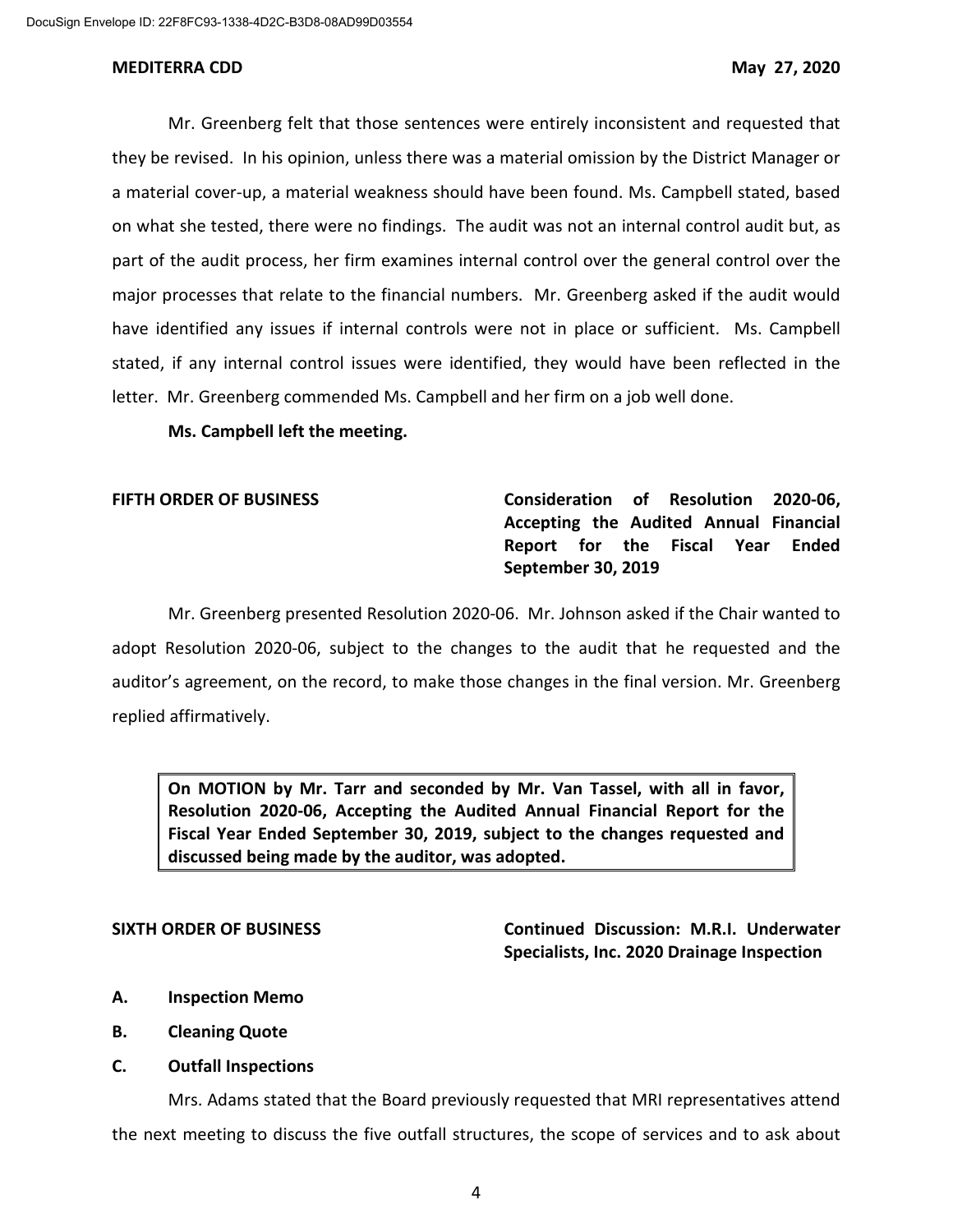Mr. Greenberg felt that those sentences were entirely inconsistent and requested that they be revised. In his opinion, unless there was a material omission by the District Manager or a material cover-up, a material weakness should have been found. Ms. Campbell stated, based on what she tested, there were no findings. The audit was not an internal control audit but, as part of the audit process, her firm examines internal control over the general control over the major processes that relate to the financial numbers. Mr. Greenberg asked if the audit would have identified any issues if internal controls were not in place or sufficient. Ms. Campbell stated, if any internal control issues were identified, they would have been reflected in the letter. Mr. Greenberg commended Ms. Campbell and her firm on a job well done.

**Ms. Campbell left the meeting.**

**FIFTH ORDER OF BUSINESS** **Consideration of Resolution 2020-06, Accepting the Audited Annual Financial Report for the Fiscal Year Ended September 30, 2019**

Mr. Greenberg presented Resolution 2020-06. Mr. Johnson asked if the Chair wanted to adopt Resolution 2020-06, subject to the changes to the audit that he requested and the auditor's agreement, on the record, to make those changes in the final version. Mr. Greenberg replied affirmatively.

> **On MOTION by Mr. Tarr and seconded by Mr. Van Tassel, with all in favor, Resolution 2020-06, Accepting the Audited Annual Financial Report for the Fiscal Year Ended September 30, 2019, subject to the changes requested and discussed being made by the auditor, was adopted.**

**SIXTH ORDER OF BUSINESS** **Continued Discussion: M.R.I. Underwater Specialists, Inc. 2020 Drainage Inspection**

**A. Inspection Memo**

**B. Cleaning Quote**

**C. Outfall Inspections**

Mrs. Adams stated that the Board previously requested that MRI representatives attend the next meeting to discuss the five outfall structures, the scope of services and to ask about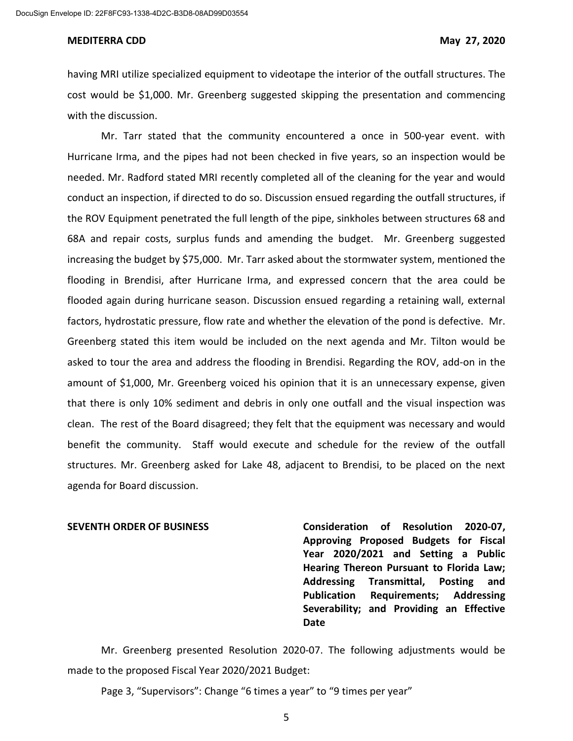having MRI utilize specialized equipment to videotape the interior of the outfall structures. The cost would be $1,000. Mr. Greenberg suggested skipping the presentation and commencing with the discussion.

Mr. Tarr stated that the community encountered a once in 500-year event. with Hurricane Irma, and the pipes had not been checked in five years, so an inspection would be needed. Mr. Radford stated MRI recently completed all of the cleaning for the year and would conduct an inspection, if directed to do so. Discussion ensued regarding the outfall structures, if the ROV Equipment penetrated the full length of the pipe, sinkholes between structures 68 and 68A and repair costs, surplus funds and amending the budget. Mr. Greenberg suggested increasing the budget by $75,000. Mr. Tarr asked about the stormwater system, mentioned the flooding in Brendisi, after Hurricane Irma, and expressed concern that the area could be flooded again during hurricane season. Discussion ensued regarding a retaining wall, external factors, hydrostatic pressure, flow rate and whether the elevation of the pond is defective. Mr. Greenberg stated this item would be included on the next agenda and Mr. Tilton would be asked to tour the area and address the flooding in Brendisi. Regarding the ROV, add-on in the amount of $1,000, Mr. Greenberg voiced his opinion that it is an unnecessary expense, given that there is only 10% sediment and debris in only one outfall and the visual inspection was clean. The rest of the Board disagreed; they felt that the equipment was necessary and would benefit the community. Staff would execute and schedule for the review of the outfall structures. Mr. Greenberg asked for Lake 48, adjacent to Brendisi, to be placed on the next agenda for Board discussion.

**SEVENTH ORDER OF BUSINESS** — **Consideration of Resolution 2020-07, Approving Proposed Budgets for Fiscal Year 2020/2021 and Setting a Public Hearing Thereon Pursuant to Florida Law; Addressing Transmittal, Posting and Publication Requirements; Addressing Severability; and Providing an Effective Date**

Mr. Greenberg presented Resolution 2020-07. The following adjustments would be made to the proposed Fiscal Year 2020/2021 Budget:

Page 3, "Supervisors": Change "6 times a year" to "9 times per year"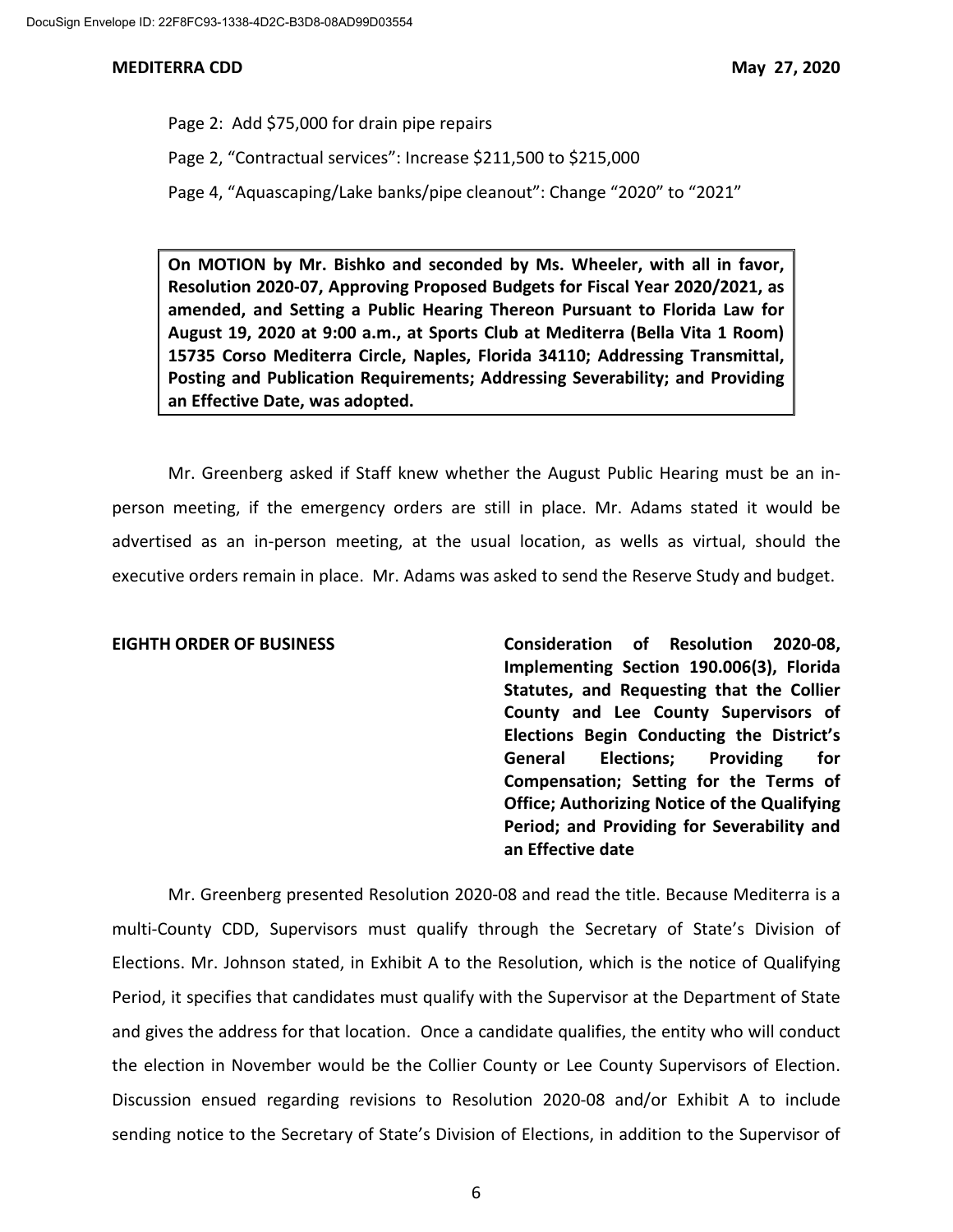Page 2: Add $75,000 for drain pipe repairs

Page 2, "Contractual services": Increase $211,500 to $215,000

Page 4, "Aquascaping/Lake banks/pipe cleanout": Change "2020" to "2021"

**On MOTION by Mr. Bishko and seconded by Ms. Wheeler, with all in favor, Resolution 2020-07, Approving Proposed Budgets for Fiscal Year 2020/2021, as amended, and Setting a Public Hearing Thereon Pursuant to Florida Law for August 19, 2020 at 9:00 a.m., at Sports Club at Mediterra (Bella Vita 1 Room) 15735 Corso Mediterra Circle, Naples, Florida 34110; Addressing Transmittal, Posting and Publication Requirements; Addressing Severability; and Providing an Effective Date, was adopted.**

Mr. Greenberg asked if Staff knew whether the August Public Hearing must be an in-person meeting, if the emergency orders are still in place. Mr. Adams stated it would be advertised as an in-person meeting, at the usual location, as wells as virtual, should the executive orders remain in place. Mr. Adams was asked to send the Reserve Study and budget.

**EIGHTH ORDER OF BUSINESS** **Consideration of Resolution 2020-08, Implementing Section 190.006(3), Florida Statutes, and Requesting that the Collier County and Lee County Supervisors of Elections Begin Conducting the District's General Elections; Providing for Compensation; Setting for the Terms of Office; Authorizing Notice of the Qualifying Period; and Providing for Severability and an Effective date**

Mr. Greenberg presented Resolution 2020-08 and read the title. Because Mediterra is a multi-County CDD, Supervisors must qualify through the Secretary of State's Division of Elections. Mr. Johnson stated, in Exhibit A to the Resolution, which is the notice of Qualifying Period, it specifies that candidates must qualify with the Supervisor at the Department of State and gives the address for that location. Once a candidate qualifies, the entity who will conduct the election in November would be the Collier County or Lee County Supervisors of Election. Discussion ensued regarding revisions to Resolution 2020-08 and/or Exhibit A to include sending notice to the Secretary of State's Division of Elections, in addition to the Supervisor of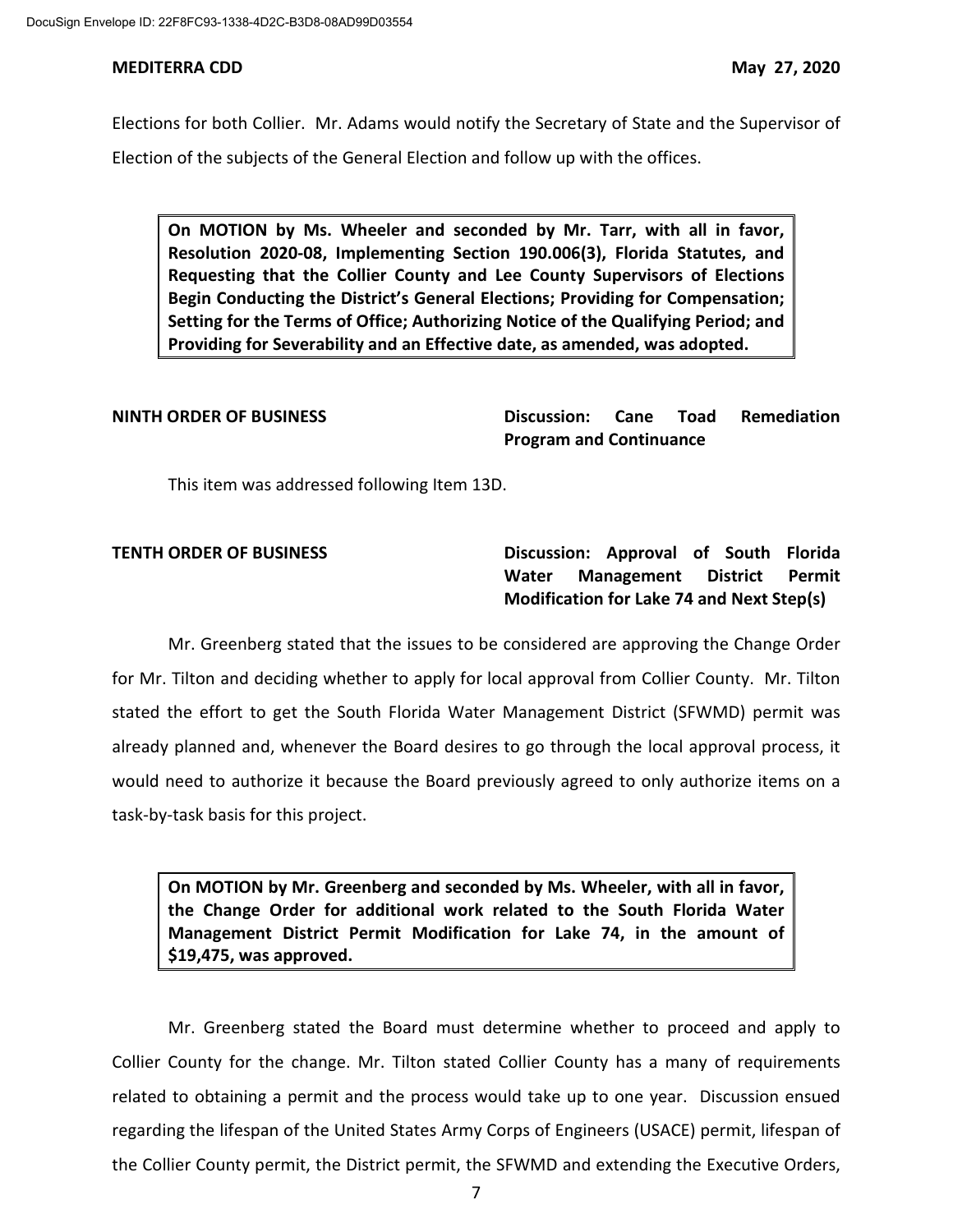Elections for both Collier. Mr. Adams would notify the Secretary of State and the Supervisor of Election of the subjects of the General Election and follow up with the offices.

> **On MOTION by Ms. Wheeler and seconded by Mr. Tarr, with all in favor, Resolution 2020-08, Implementing Section 190.006(3), Florida Statutes, and Requesting that the Collier County and Lee County Supervisors of Elections Begin Conducting the District's General Elections; Providing for Compensation; Setting for the Terms of Office; Authorizing Notice of the Qualifying Period; and Providing for Severability and an Effective date, as amended, was adopted.**

**NINTH ORDER OF BUSINESS** — **Discussion: Cane Toad Remediation Program and Continuance**

This item was addressed following Item 13D.

**TENTH ORDER OF BUSINESS** — **Discussion: Approval of South Florida Water Management District Permit Modification for Lake 74 and Next Step(s)**

Mr. Greenberg stated that the issues to be considered are approving the Change Order for Mr. Tilton and deciding whether to apply for local approval from Collier County. Mr. Tilton stated the effort to get the South Florida Water Management District (SFWMD) permit was already planned and, whenever the Board desires to go through the local approval process, it would need to authorize it because the Board previously agreed to only authorize items on a task-by-task basis for this project.

> **On MOTION by Mr. Greenberg and seconded by Ms. Wheeler, with all in favor, the Change Order for additional work related to the South Florida Water Management District Permit Modification for Lake 74, in the amount of $19,475, was approved.**

Mr. Greenberg stated the Board must determine whether to proceed and apply to Collier County for the change. Mr. Tilton stated Collier County has a many of requirements related to obtaining a permit and the process would take up to one year. Discussion ensued regarding the lifespan of the United States Army Corps of Engineers (USACE) permit, lifespan of the Collier County permit, the District permit, the SFWMD and extending the Executive Orders,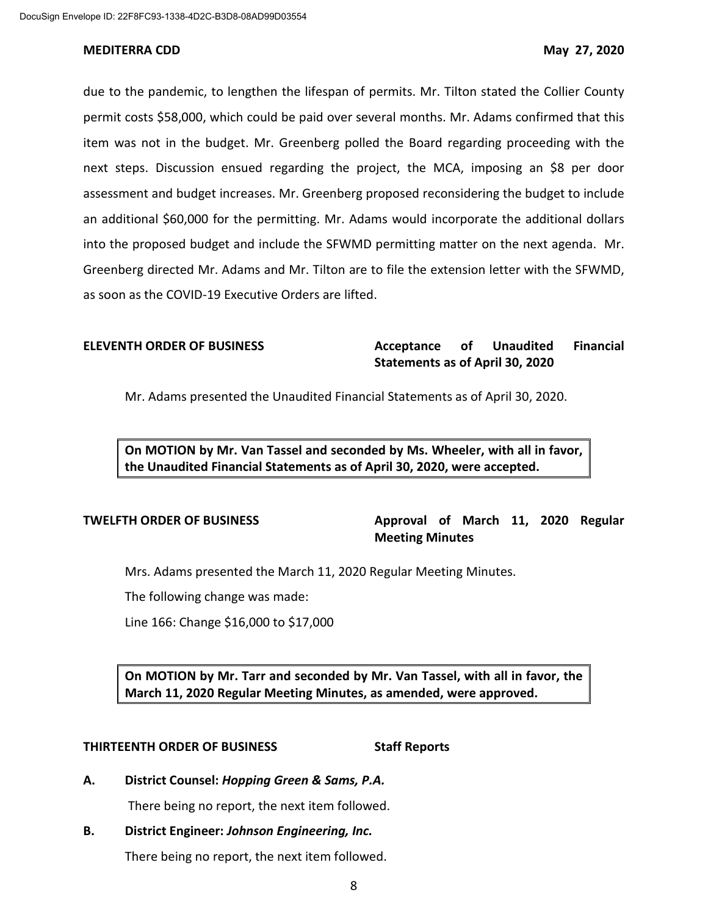due to the pandemic, to lengthen the lifespan of permits. Mr. Tilton stated the Collier County permit costs $58,000, which could be paid over several months. Mr. Adams confirmed that this item was not in the budget. Mr. Greenberg polled the Board regarding proceeding with the next steps. Discussion ensued regarding the project, the MCA, imposing an $8 per door assessment and budget increases. Mr. Greenberg proposed reconsidering the budget to include an additional $60,000 for the permitting. Mr. Adams would incorporate the additional dollars into the proposed budget and include the SFWMD permitting matter on the next agenda. Mr. Greenberg directed Mr. Adams and Mr. Tilton are to file the extension letter with the SFWMD, as soon as the COVID-19 Executive Orders are lifted.

**ELEVENTH ORDER OF BUSINESS** **Acceptance of Unaudited Financial Statements as of April 30, 2020**

Mr. Adams presented the Unaudited Financial Statements as of April 30, 2020.

> **On MOTION by Mr. Van Tassel and seconded by Ms. Wheeler, with all in favor, the Unaudited Financial Statements as of April 30, 2020, were accepted.**

**TWELFTH ORDER OF BUSINESS** **Approval of March 11, 2020 Regular Meeting Minutes**

Mrs. Adams presented the March 11, 2020 Regular Meeting Minutes.

The following change was made:

Line 166: Change $16,000 to $17,000

> **On MOTION by Mr. Tarr and seconded by Mr. Van Tassel, with all in favor, the March 11, 2020 Regular Meeting Minutes, as amended, were approved.**

**THIRTEENTH ORDER OF BUSINESS** **Staff Reports**

**A. District Counsel: *Hopping Green & Sams, P.A.***

There being no report, the next item followed.

**B. District Engineer: *Johnson Engineering, Inc.***

There being no report, the next item followed.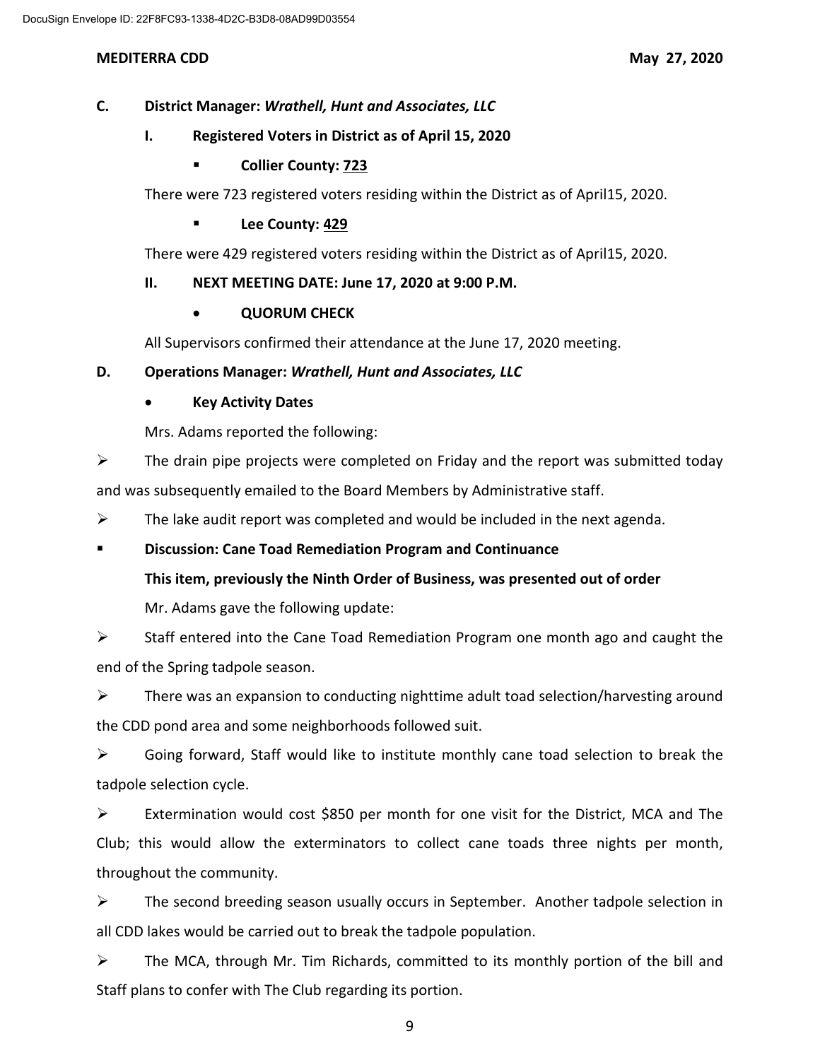**C. District Manager: *Wrathell, Hunt and Associates, LLC***

**I. Registered Voters in District as of April 15, 2020**

- **Collier County: 723**

There were 723 registered voters residing within the District as of April15, 2020.

- **Lee County: 429**

There were 429 registered voters residing within the District as of April15, 2020.

**II. NEXT MEETING DATE: June 17, 2020 at 9:00 P.M.**

- **QUORUM CHECK**

All Supervisors confirmed their attendance at the June 17, 2020 meeting.

**D. Operations Manager: *Wrathell, Hunt and Associates, LLC***

- **Key Activity Dates**

Mrs. Adams reported the following:

- The drain pipe projects were completed on Friday and the report was submitted today and was subsequently emailed to the Board Members by Administrative staff.
- The lake audit report was completed and would be included in the next agenda.

- **Discussion: Cane Toad Remediation Program and Continuance**

**This item, previously the Ninth Order of Business, was presented out of order**

Mr. Adams gave the following update:

- Staff entered into the Cane Toad Remediation Program one month ago and caught the end of the Spring tadpole season.
- There was an expansion to conducting nighttime adult toad selection/harvesting around the CDD pond area and some neighborhoods followed suit.
- Going forward, Staff would like to institute monthly cane toad selection to break the tadpole selection cycle.
- Extermination would cost $850 per month for one visit for the District, MCA and The Club; this would allow the exterminators to collect cane toads three nights per month, throughout the community.
- The second breeding season usually occurs in September. Another tadpole selection in all CDD lakes would be carried out to break the tadpole population.
- The MCA, through Mr. Tim Richards, committed to its monthly portion of the bill and Staff plans to confer with The Club regarding its portion.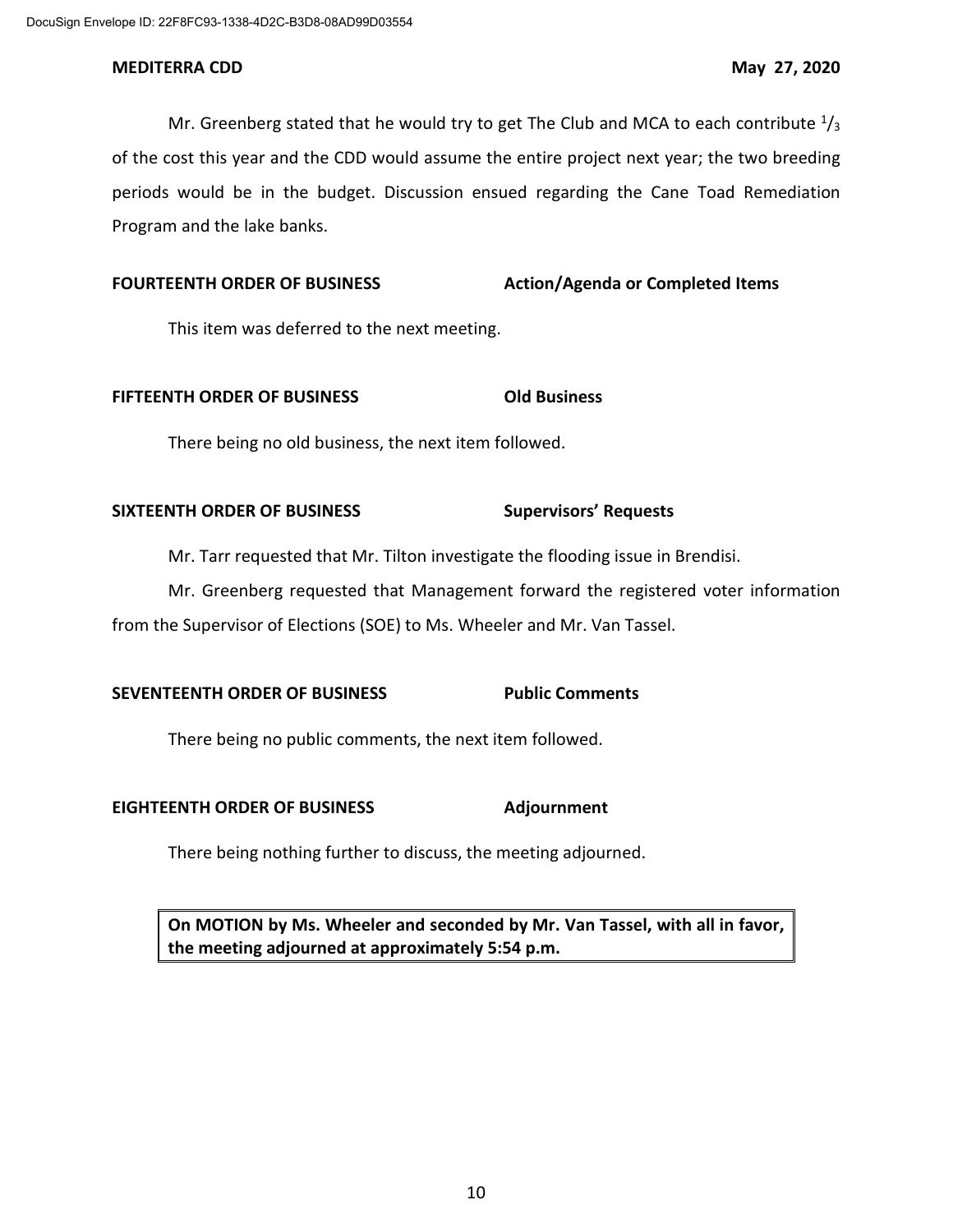Mr. Greenberg stated that he would try to get The Club and MCA to each contribute $^{1}/_{3}$ of the cost this year and the CDD would assume the entire project next year; the two breeding periods would be in the budget. Discussion ensued regarding the Cane Toad Remediation Program and the lake banks.

**FOURTEENTH ORDER OF BUSINESS** **Action/Agenda or Completed Items**

This item was deferred to the next meeting.

**FIFTEENTH ORDER OF BUSINESS** **Old Business**

There being no old business, the next item followed.

**SIXTEENTH ORDER OF BUSINESS** **Supervisors' Requests**

Mr. Tarr requested that Mr. Tilton investigate the flooding issue in Brendisi.

Mr. Greenberg requested that Management forward the registered voter information from the Supervisor of Elections (SOE) to Ms. Wheeler and Mr. Van Tassel.

**SEVENTEENTH ORDER OF BUSINESS** **Public Comments**

There being no public comments, the next item followed.

**EIGHTEENTH ORDER OF BUSINESS** **Adjournment**

There being nothing further to discuss, the meeting adjourned.

**On MOTION by Ms. Wheeler and seconded by Mr. Van Tassel, with all in favor, the meeting adjourned at approximately 5:54 p.m.**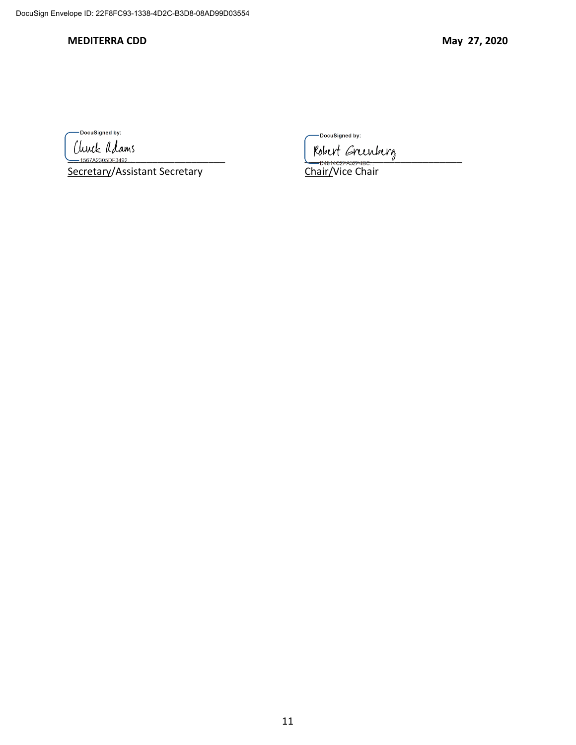**MEDITERRA CDD** **May 27, 2020**

DocuSigned by:
Chuck Adams
1567A2305DE3492
_______________________________
Secretary/Assistant Secretary

DocuSigned by:
Robert Greenberg
D4814C2FA32F4BC...
_______________________________
Chair/Vice Chair